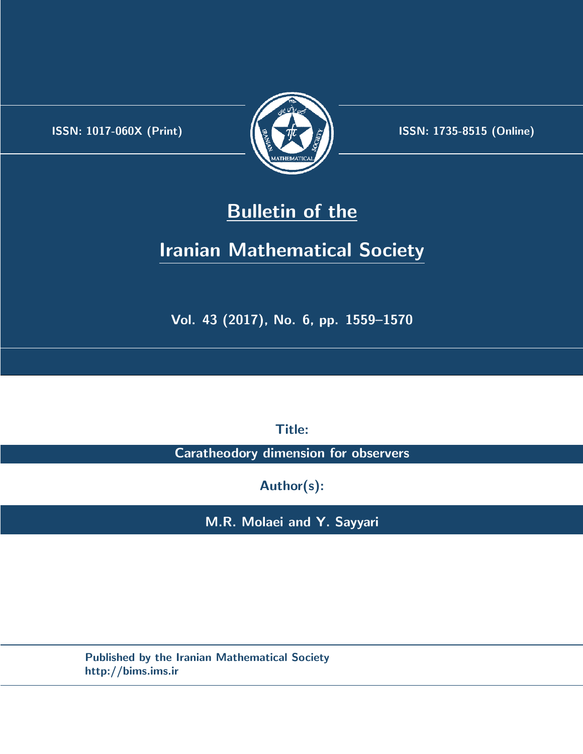ISSN: 1017-060X (Print)

ISSN: 1735-8515 (Online)

# Bulletin of the Iranian Mathematical Society

Vol. 43 (2017), No. 6, pp. 1559–1570

Title:

**Caratheodory dimension for observers**

Author(s):

**M.R. Molaei and Y. Sayyari**

Published by the Iranian Mathematical Society
http://bims.ims.ir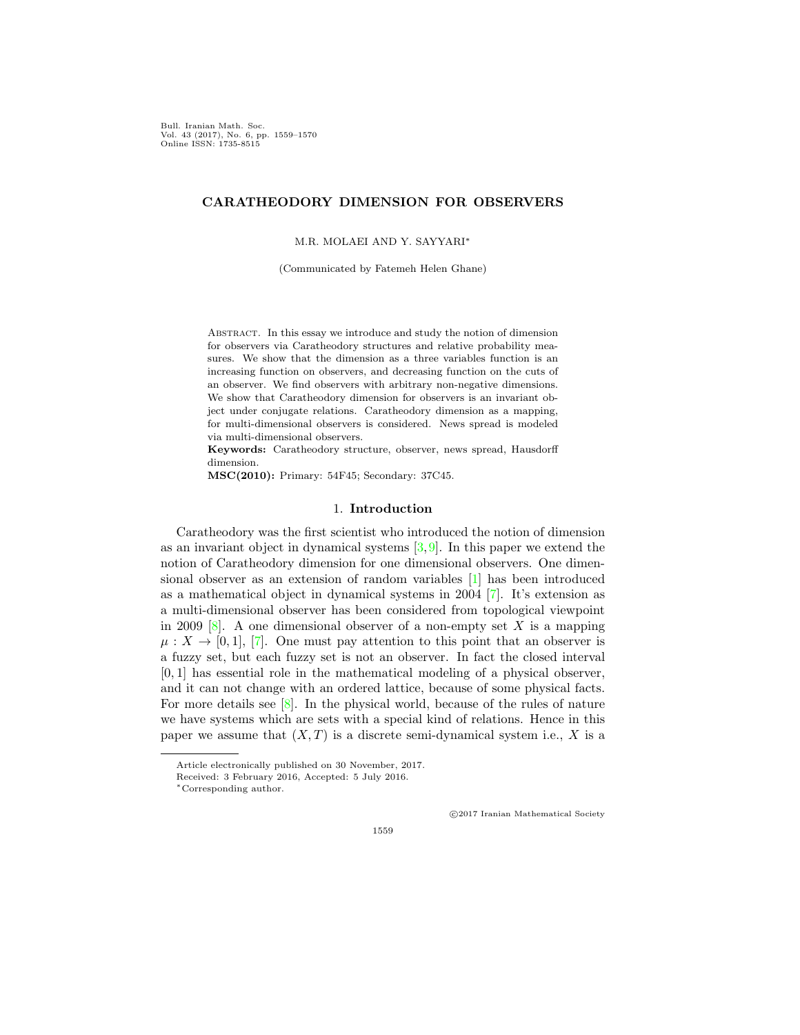**CARATHEODORY DIMENSION FOR OBSERVERS**

M.R. MOLAEI AND Y. SAYYARI*

(Communicated by Fatemeh Helen Ghane)

Abstract. In this essay we introduce and study the notion of dimension for observers via Caratheodory structures and relative probability measures. We show that the dimension as a three variables function is an increasing function on observers, and decreasing function on the cuts of an observer. We find observers with arbitrary non-negative dimensions. We show that Caratheodory dimension for observers is an invariant object under conjugate relations. Caratheodory dimension as a mapping, for multi-dimensional observers is considered. News spread is modeled via multi-dimensional observers.

**Keywords:** Caratheodory structure, observer, news spread, Hausdorff dimension.

**MSC(2010):** Primary: 54F45; Secondary: 37C45.

## 1. Introduction

Caratheodory was the first scientist who introduced the notion of dimension as an invariant object in dynamical systems [3, 9]. In this paper we extend the notion of Caratheodory dimension for one dimensional observers. One dimensional observer as an extension of random variables [1] has been introduced as a mathematical object in dynamical systems in 2004 [7]. It's extension as a multi-dimensional observer has been considered from topological viewpoint in 2009 [8]. A one dimensional observer of a non-empty set $X$ is a mapping $\mu : X \to [0, 1]$, [7]. One must pay attention to this point that an observer is a fuzzy set, but each fuzzy set is not an observer. In fact the closed interval $[0, 1]$ has essential role in the mathematical modeling of a physical observer, and it can not change with an ordered lattice, because of some physical facts. For more details see [8]. In the physical world, because of the rules of nature we have systems which are sets with a special kind of relations. Hence in this paper we assume that $(X, T)$ is a discrete semi-dynamical system i.e., $X$ is a

Article electronically published on 30 November, 2017.

Received: 3 February 2016, Accepted: 5 July 2016.

*Corresponding author.

©2017 Iranian Mathematical Society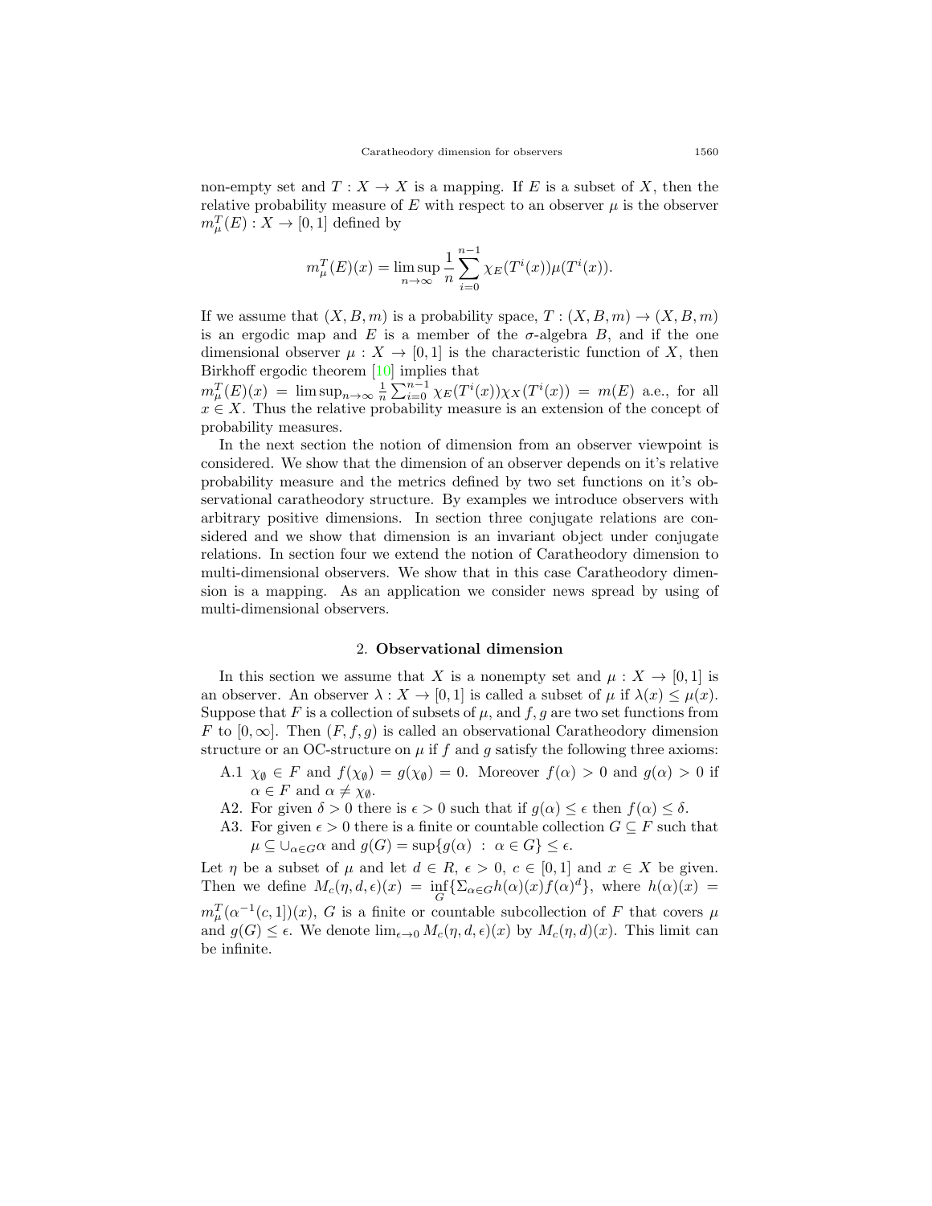non-empty set and $T : X \to X$ is a mapping. If $E$ is a subset of $X$, then the relative probability measure of $E$ with respect to an observer $\mu$ is the observer $m^T_\mu(E) : X \to [0, 1]$ defined by

$$m^T_\mu(E)(x) = \limsup_{n\to\infty} \frac{1}{n} \sum_{i=0}^{n-1} \chi_E(T^i(x))\mu(T^i(x)).$$

If we assume that $(X, B, m)$ is a probability space, $T : (X, B, m) \to (X, B, m)$ is an ergodic map and $E$ is a member of the $\sigma$-algebra $B$, and if the one dimensional observer $\mu : X \to [0, 1]$ is the characteristic function of $X$, then Birkhoff ergodic theorem [10] implies that
$m^T_\mu(E)(x) = \limsup_{n\to\infty} \frac{1}{n} \sum_{i=0}^{n-1} \chi_E(T^i(x))\chi_X(T^i(x)) = m(E)$ a.e., for all $x \in X$. Thus the relative probability measure is an extension of the concept of probability measures.

In the next section the notion of dimension from an observer viewpoint is considered. We show that the dimension of an observer depends on it's relative probability measure and the metrics defined by two set functions on it's observational caratheodory structure. By examples we introduce observers with arbitrary positive dimensions. In section three conjugate relations are considered and we show that dimension is an invariant object under conjugate relations. In section four we extend the notion of Caratheodory dimension to multi-dimensional observers. We show that in this case Caratheodory dimension is a mapping. As an application we consider news spread by using of multi-dimensional observers.

## 2. **Observational dimension**

In this section we assume that $X$ is a nonempty set and $\mu : X \to [0, 1]$ is an observer. An observer $\lambda : X \to [0, 1]$ is called a subset of $\mu$ if $\lambda(x) \leq \mu(x)$. Suppose that $F$ is a collection of subsets of $\mu$, and $f, g$ are two set functions from $F$ to $[0, \infty]$. Then $(F, f, g)$ is called an observational Caratheodory dimension structure or an OC-structure on $\mu$ if $f$ and $g$ satisfy the following three axioms:

- A.1 $\chi_\emptyset \in F$ and $f(\chi_\emptyset) = g(\chi_\emptyset) = 0$. Moreover $f(\alpha) > 0$ and $g(\alpha) > 0$ if $\alpha \in F$ and $\alpha \neq \chi_\emptyset$.
- A2. For given $\delta > 0$ there is $\epsilon > 0$ such that if $g(\alpha) \leq \epsilon$ then $f(\alpha) \leq \delta$.
- A3. For given $\epsilon > 0$ there is a finite or countable collection $G \subseteq F$ such that $\mu \subseteq \cup_{\alpha\in G}\alpha$ and $g(G) = \sup\{g(\alpha) \ : \ \alpha \in G\} \leq \epsilon$.

Let $\eta$ be a subset of $\mu$ and let $d \in R$, $\epsilon > 0$, $c \in [0, 1]$ and $x \in X$ be given. Then we define $M_c(\eta, d, \epsilon)(x) = \inf\limits_G\{\Sigma_{\alpha\in G} h(\alpha)(x)f(\alpha)^d\}$, where $h(\alpha)(x) = m^T_\mu(\alpha^{-1}(c, 1])(x)$, $G$ is a finite or countable subcollection of $F$ that covers $\mu$ and $g(G) \leq \epsilon$. We denote $\lim_{\epsilon\to 0} M_c(\eta, d, \epsilon)(x)$ by $M_c(\eta, d)(x)$. This limit can be infinite.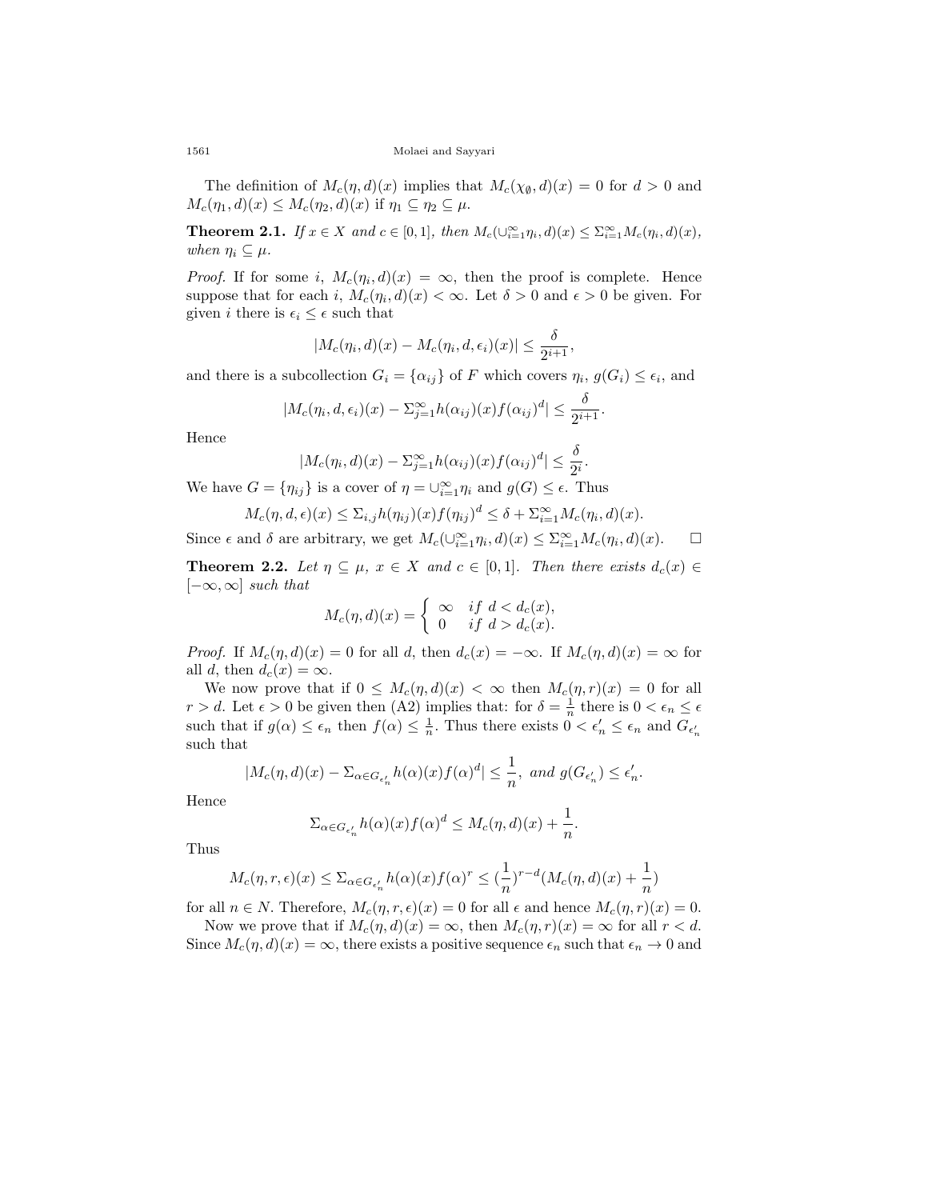The definition of $M_c(\eta, d)(x)$ implies that $M_c(\chi_\emptyset, d)(x) = 0$ for $d > 0$ and $M_c(\eta_1, d)(x) \leq M_c(\eta_2, d)(x)$ if $\eta_1 \subseteq \eta_2 \subseteq \mu$.

**Theorem 2.1.** *If $x \in X$ and $c \in [0,1]$, then $M_c(\cup_{i=1}^{\infty}\eta_i, d)(x) \leq \Sigma_{i=1}^{\infty} M_c(\eta_i, d)(x)$, when $\eta_i \subseteq \mu$.*

*Proof.* If for some $i$, $M_c(\eta_i, d)(x) = \infty$, then the proof is complete. Hence suppose that for each $i$, $M_c(\eta_i, d)(x) < \infty$. Let $\delta > 0$ and $\epsilon > 0$ be given. For given $i$ there is $\epsilon_i \leq \epsilon$ such that

$$|M_c(\eta_i, d)(x) - M_c(\eta_i, d, \epsilon_i)(x)| \leq \frac{\delta}{2^{i+1}},$$

and there is a subcollection $G_i = \{\alpha_{ij}\}$ of $F$ which covers $\eta_i$, $g(G_i) \leq \epsilon_i$, and

$$|M_c(\eta_i, d, \epsilon_i)(x) - \Sigma_{j=1}^{\infty} h(\alpha_{ij})(x) f(\alpha_{ij})^d| \leq \frac{\delta}{2^{i+1}}.$$

Hence

$$|M_c(\eta_i, d)(x) - \Sigma_{j=1}^{\infty} h(\alpha_{ij})(x) f(\alpha_{ij})^d| \leq \frac{\delta}{2^{i}}.$$

We have $G = \{\eta_{ij}\}$ is a cover of $\eta = \cup_{i=1}^{\infty}\eta_i$ and $g(G) \leq \epsilon$. Thus

$$M_c(\eta, d, \epsilon)(x) \leq \Sigma_{i,j} h(\eta_{ij})(x) f(\eta_{ij})^d \leq \delta + \Sigma_{i=1}^{\infty} M_c(\eta_i, d)(x).$$

Since $\epsilon$ and $\delta$ are arbitrary, we get $M_c(\cup_{i=1}^{\infty}\eta_i, d)(x) \leq \Sigma_{i=1}^{\infty} M_c(\eta_i, d)(x)$. $\square$

**Theorem 2.2.** *Let $\eta \subseteq \mu$, $x \in X$ and $c \in [0,1]$. Then there exists $d_c(x) \in [-\infty, \infty]$ such that*

$$M_c(\eta, d)(x) = \begin{cases} \infty & if\ d < d_c(x), \\ 0 & if\ d > d_c(x). \end{cases}$$

*Proof.* If $M_c(\eta, d)(x) = 0$ for all $d$, then $d_c(x) = -\infty$. If $M_c(\eta, d)(x) = \infty$ for all $d$, then $d_c(x) = \infty$.

We now prove that if $0 \leq M_c(\eta, d)(x) < \infty$ then $M_c(\eta, r)(x) = 0$ for all $r > d$. Let $\epsilon > 0$ be given then (A2) implies that: for $\delta = \frac{1}{n}$ there is $0 < \epsilon_n \leq \epsilon$ such that if $g(\alpha) \leq \epsilon_n$ then $f(\alpha) \leq \frac{1}{n}$. Thus there exists $0 < \epsilon'_n \leq \epsilon_n$ and $G_{\epsilon'_n}$ such that

$$|M_c(\eta, d)(x) - \Sigma_{\alpha \in G_{\epsilon'_n}} h(\alpha)(x) f(\alpha)^d| \leq \frac{1}{n},\ and\ g(G_{\epsilon'_n}) \leq \epsilon'_n.$$

Hence

$$\Sigma_{\alpha \in G_{\epsilon'_n}} h(\alpha)(x) f(\alpha)^d \leq M_c(\eta, d)(x) + \frac{1}{n}.$$

Thus

$$M_c(\eta, r, \epsilon)(x) \leq \Sigma_{\alpha \in G_{\epsilon'_n}} h(\alpha)(x) f(\alpha)^r \leq (\frac{1}{n})^{r-d}(M_c(\eta, d)(x) + \frac{1}{n})$$

for all $n \in N$. Therefore, $M_c(\eta, r, \epsilon)(x) = 0$ for all $\epsilon$ and hence $M_c(\eta, r)(x) = 0$.

Now we prove that if $M_c(\eta, d)(x) = \infty$, then $M_c(\eta, r)(x) = \infty$ for all $r < d$. Since $M_c(\eta, d)(x) = \infty$, there exists a positive sequence $\epsilon_n$ such that $\epsilon_n \to 0$ and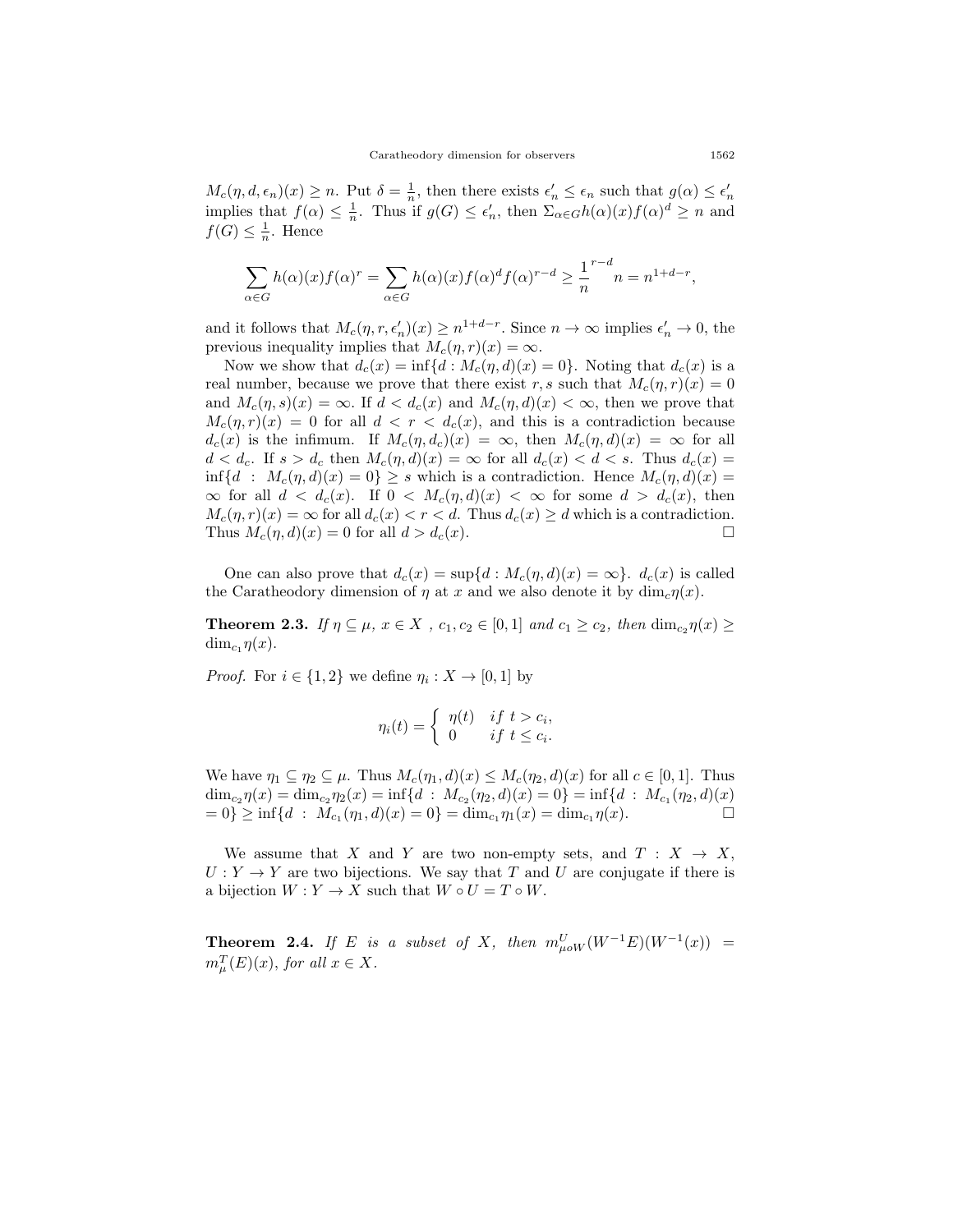$M_c(\eta, d, \epsilon_n)(x) \geq n$. Put $\delta = \frac{1}{n}$, then there exists $\epsilon'_n \leq \epsilon_n$ such that $g(\alpha) \leq \epsilon'_n$ implies that $f(\alpha) \leq \frac{1}{n}$. Thus if $g(G) \leq \epsilon'_n$, then $\Sigma_{\alpha \in G} h(\alpha)(x) f(\alpha)^d \geq n$ and $f(G) \leq \frac{1}{n}$. Hence

$$\sum_{\alpha \in G} h(\alpha)(x) f(\alpha)^r = \sum_{\alpha \in G} h(\alpha)(x) f(\alpha)^d f(\alpha)^{r-d} \geq \frac{1}{n}^{r-d} n = n^{1+d-r},$$

and it follows that $M_c(\eta, r, \epsilon'_n)(x) \geq n^{1+d-r}$. Since $n \to \infty$ implies $\epsilon'_n \to 0$, the previous inequality implies that $M_c(\eta, r)(x) = \infty$.

Now we show that $d_c(x) = \inf\{d : M_c(\eta, d)(x) = 0\}$. Noting that $d_c(x)$ is a real number, because we prove that there exist $r, s$ such that $M_c(\eta, r)(x) = 0$ and $M_c(\eta, s)(x) = \infty$. If $d < d_c(x)$ and $M_c(\eta, d)(x) < \infty$, then we prove that $M_c(\eta, r)(x) = 0$ for all $d < r < d_c(x)$, and this is a contradiction because $d_c(x)$ is the infimum. If $M_c(\eta, d_c)(x) = \infty$, then $M_c(\eta, d)(x) = \infty$ for all $d < d_c$. If $s > d_c$ then $M_c(\eta, d)(x) = \infty$ for all $d_c(x) < d < s$. Thus $d_c(x) = \inf\{d : M_c(\eta, d)(x) = 0\} \geq s$ which is a contradiction. Hence $M_c(\eta, d)(x) = \infty$ for all $d < d_c(x)$. If $0 < M_c(\eta, d)(x) < \infty$ for some $d > d_c(x)$, then $M_c(\eta, r)(x) = \infty$ for all $d_c(x) < r < d$. Thus $d_c(x) \geq d$ which is a contradiction. Thus $M_c(\eta, d)(x) = 0$ for all $d > d_c(x)$. $\square$

One can also prove that $d_c(x) = \sup\{d : M_c(\eta, d)(x) = \infty\}$. $d_c(x)$ is called the Caratheodory dimension of $\eta$ at $x$ and we also denote it by $\dim_c \eta(x)$.

**Theorem 2.3.** *If $\eta \subseteq \mu$, $x \in X$ , $c_1, c_2 \in [0, 1]$ and $c_1 \geq c_2$, then $\dim_{c_2} \eta(x) \geq \dim_{c_1} \eta(x)$.*

*Proof.* For $i \in \{1, 2\}$ we define $\eta_i : X \to [0, 1]$ by

$$\eta_i(t) = \begin{cases} \eta(t) & if\ t > c_i, \\ 0 & if\ t \leq c_i. \end{cases}$$

We have $\eta_1 \subseteq \eta_2 \subseteq \mu$. Thus $M_c(\eta_1, d)(x) \leq M_c(\eta_2, d)(x)$ for all $c \in [0, 1]$. Thus $\dim_{c_2} \eta(x) = \dim_{c_2} \eta_2(x) = \inf\{d : M_{c_2}(\eta_2, d)(x) = 0\} = \inf\{d : M_{c_1}(\eta_2, d)(x) = 0\} \geq \inf\{d : M_{c_1}(\eta_1, d)(x) = 0\} = \dim_{c_1} \eta_1(x) = \dim_{c_1} \eta(x)$. $\square$

We assume that $X$ and $Y$ are two non-empty sets, and $T : X \to X$, $U : Y \to Y$ are two bijections. We say that $T$ and $U$ are conjugate if there is a bijection $W : Y \to X$ such that $W \circ U = T \circ W$.

**Theorem 2.4.** *If $E$ is a subset of $X$, then $m^U_{\mu o W}(W^{-1}E)(W^{-1}(x)) = m^T_\mu(E)(x)$, for all $x \in X$.*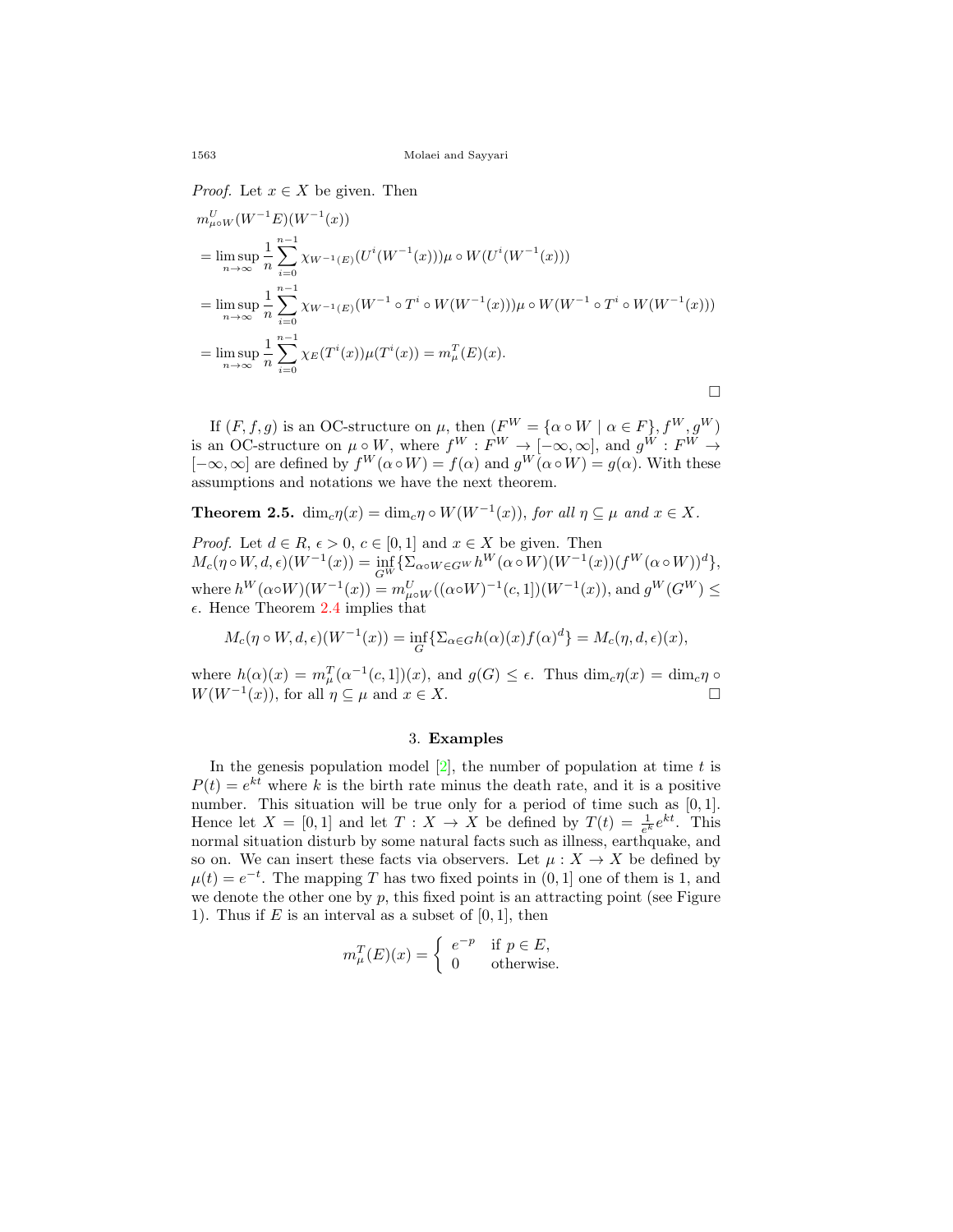*Proof.* Let $x \in X$ be given. Then

$$
\begin{aligned}
& m^U_{\mu\circ W}(W^{-1}E)(W^{-1}(x)) \\
&= \limsup_{n\to\infty} \frac{1}{n}\sum_{i=0}^{n-1} \chi_{W^{-1}(E)}(U^i(W^{-1}(x)))\mu\circ W(U^i(W^{-1}(x))) \\
&= \limsup_{n\to\infty} \frac{1}{n}\sum_{i=0}^{n-1} \chi_{W^{-1}(E)}(W^{-1}\circ T^i\circ W(W^{-1}(x)))\mu\circ W(W^{-1}\circ T^i\circ W(W^{-1}(x))) \\
&= \limsup_{n\to\infty} \frac{1}{n}\sum_{i=0}^{n-1} \chi_E(T^i(x))\mu(T^i(x)) = m^T_\mu(E)(x).
\end{aligned}
$$

□

If $(F, f, g)$ is an OC-structure on $\mu$, then $(F^W = \{\alpha\circ W \mid \alpha \in F\}, f^W, g^W)$ is an OC-structure on $\mu\circ W$, where $f^W : F^W \to [-\infty,\infty]$, and $g^W : F^W \to [-\infty,\infty]$ are defined by $f^W(\alpha\circ W) = f(\alpha)$ and $g^W(\alpha\circ W) = g(\alpha)$. With these assumptions and notations we have the next theorem.

**Theorem 2.5.** *$\dim_c \eta(x) = \dim_c \eta\circ W(W^{-1}(x))$, for all $\eta \subseteq \mu$ and $x \in X$.*

*Proof.* Let $d \in R$, $\epsilon > 0$, $c \in [0,1]$ and $x \in X$ be given. Then $M_c(\eta\circ W, d, \epsilon)(W^{-1}(x)) = \inf_{G^W}\{\Sigma_{\alpha\circ W\in G^W} h^W(\alpha\circ W)(W^{-1}(x))(f^W(\alpha\circ W))^d\}$, where $h^W(\alpha\circ W)(W^{-1}(x)) = m^U_{\mu\circ W}((\alpha\circ W)^{-1}(c,1])(W^{-1}(x))$, and $g^W(G^W) \leq \epsilon$. Hence Theorem 2.4 implies that

$$M_c(\eta\circ W, d, \epsilon)(W^{-1}(x)) = \inf_G\{\Sigma_{\alpha\in G} h(\alpha)(x) f(\alpha)^d\} = M_c(\eta, d, \epsilon)(x),$$

where $h(\alpha)(x) = m^T_\mu(\alpha^{-1}(c,1])(x)$, and $g(G) \leq \epsilon$. Thus $\dim_c \eta(x) = \dim_c \eta\circ W(W^{-1}(x))$, for all $\eta \subseteq \mu$ and $x \in X$. □

## 3. Examples

In the genesis population model [2], the number of population at time $t$ is $P(t) = e^{kt}$ where $k$ is the birth rate minus the death rate, and it is a positive number. This situation will be true only for a period of time such as $[0,1]$. Hence let $X = [0,1]$ and let $T : X \to X$ be defined by $T(t) = \frac{1}{e^k}e^{kt}$. This normal situation disturb by some natural facts such as illness, earthquake, and so on. We can insert these facts via observers. Let $\mu : X \to X$ be defined by $\mu(t) = e^{-t}$. The mapping $T$ has two fixed points in $(0,1]$ one of them is 1, and we denote the other one by $p$, this fixed point is an attracting point (see Figure 1). Thus if $E$ is an interval as a subset of $[0,1]$, then

$$m^T_\mu(E)(x) = \begin{cases} e^{-p} & \text{if } p \in E, \\ 0 & \text{otherwise.} \end{cases}$$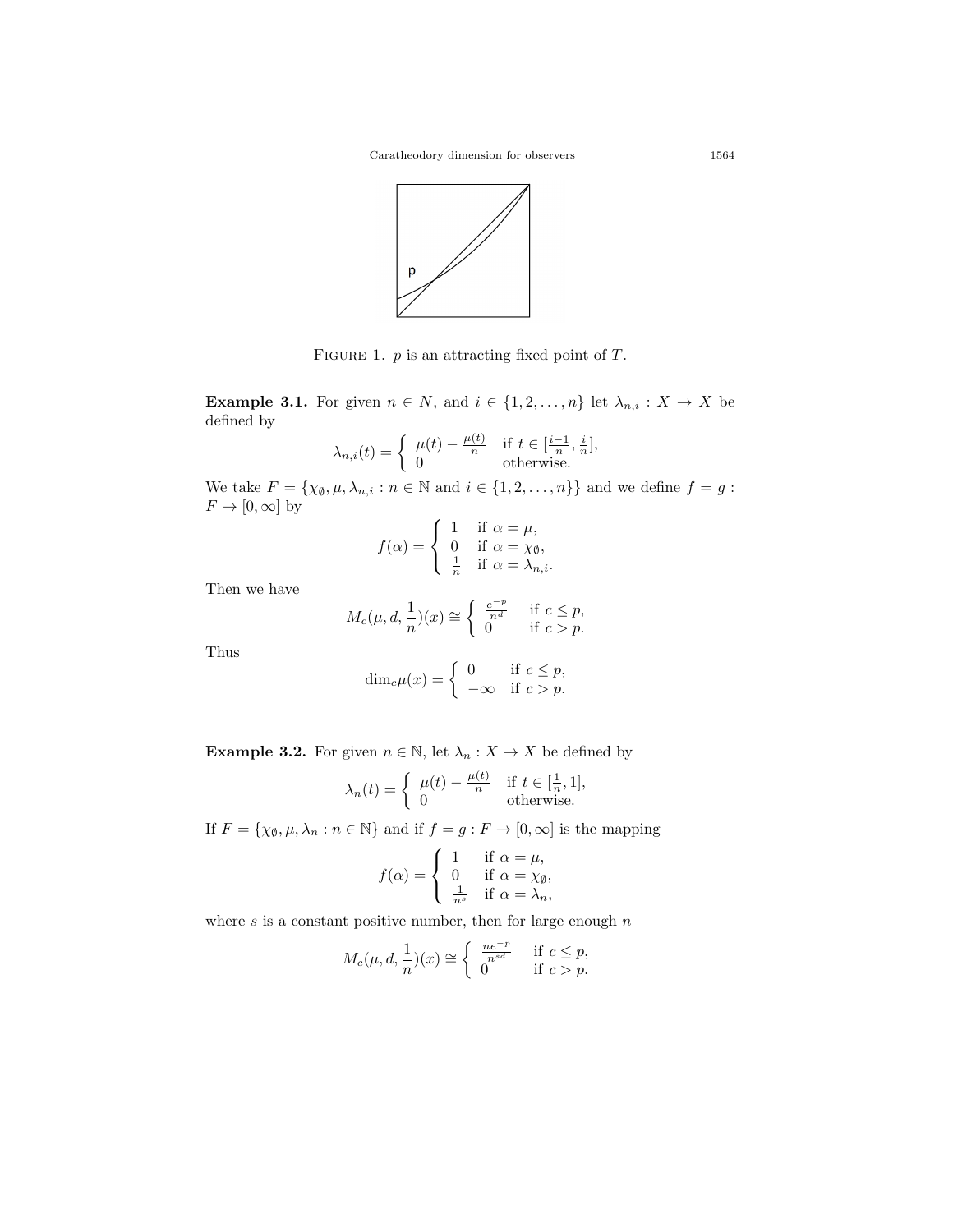FIGURE 1. $p$ is an attracting fixed point of $T$.

**Example 3.1.** For given $n \in N$, and $i \in \{1, 2, \ldots, n\}$ let $\lambda_{n,i} : X \to X$ be defined by

$$\lambda_{n,i}(t) = \begin{cases} \mu(t) - \frac{\mu(t)}{n} & \text{if } t \in [\frac{i-1}{n}, \frac{i}{n}], \\ 0 & \text{otherwise.} \end{cases}$$

We take $F = \{\chi_\emptyset, \mu, \lambda_{n,i} : n \in \mathbb{N} \text{ and } i \in \{1, 2, \ldots, n\}\}$ and we define $f = g : F \to [0, \infty]$ by

$$f(\alpha) = \begin{cases} 1 & \text{if } \alpha = \mu, \\ 0 & \text{if } \alpha = \chi_\emptyset, \\ \frac{1}{n} & \text{if } \alpha = \lambda_{n,i}. \end{cases}$$

Then we have

$$M_c(\mu, d, \frac{1}{n})(x) \cong \begin{cases} \frac{e^{-p}}{n^d} & \text{if } c \leq p, \\ 0 & \text{if } c > p. \end{cases}$$

Thus

$$\dim_c \mu(x) = \begin{cases} 0 & \text{if } c \leq p, \\ -\infty & \text{if } c > p. \end{cases}$$

**Example 3.2.** For given $n \in \mathbb{N}$, let $\lambda_n : X \to X$ be defined by

$$\lambda_n(t) = \begin{cases} \mu(t) - \frac{\mu(t)}{n} & \text{if } t \in [\frac{1}{n}, 1], \\ 0 & \text{otherwise.} \end{cases}$$

If $F = \{\chi_\emptyset, \mu, \lambda_n : n \in \mathbb{N}\}$ and if $f = g : F \to [0, \infty]$ is the mapping

$$f(\alpha) = \begin{cases} 1 & \text{if } \alpha = \mu, \\ 0 & \text{if } \alpha = \chi_\emptyset, \\ \frac{1}{n^s} & \text{if } \alpha = \lambda_n, \end{cases}$$

where $s$ is a constant positive number, then for large enough $n$

$$M_c(\mu, d, \frac{1}{n})(x) \cong \begin{cases} \frac{ne^{-p}}{n^{sd}} & \text{if } c \leq p, \\ 0 & \text{if } c > p. \end{cases}$$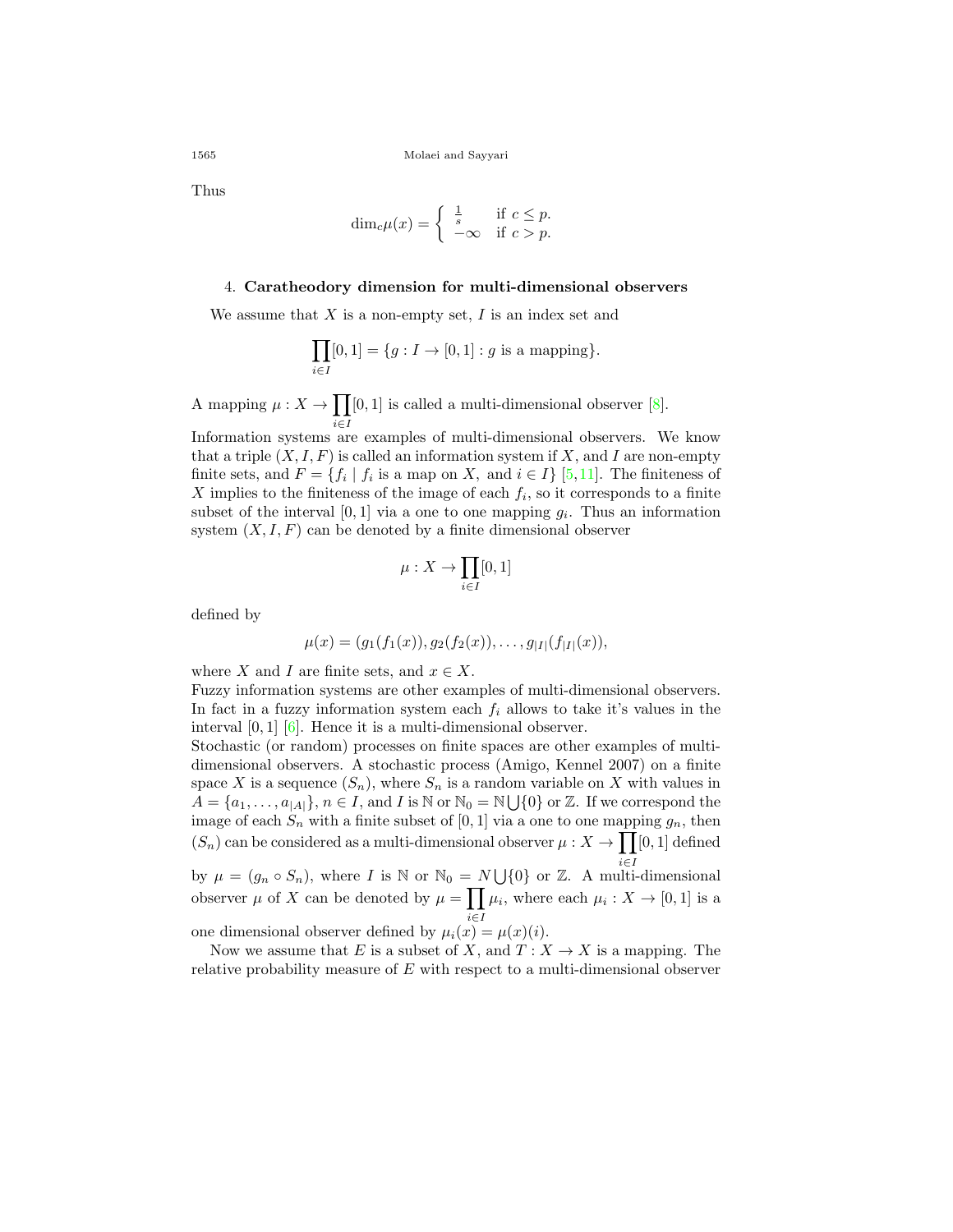Thus

$$\dim_c \mu(x) = \begin{cases} \frac{1}{s} & \text{if } c \leq p. \\ -\infty & \text{if } c > p. \end{cases}$$

## 4. Caratheodory dimension for multi-dimensional observers

We assume that $X$ is a non-empty set, $I$ is an index set and

$$\prod_{i \in I} [0,1] = \{g : I \to [0,1] : g \text{ is a mapping}\}.$$

A mapping $\mu : X \to \prod_{i \in I} [0,1]$ is called a multi-dimensional observer [8].
Information systems are examples of multi-dimensional observers. We know that a triple $(X, I, F)$ is called an information system if $X$, and $I$ are non-empty finite sets, and $F = \{f_i \mid f_i \text{ is a map on } X, \text{ and } i \in I\}$ [5,11]. The finiteness of $X$ implies to the finiteness of the image of each $f_i$, so it corresponds to a finite subset of the interval $[0,1]$ via a one to one mapping $g_i$. Thus an information system $(X, I, F)$ can be denoted by a finite dimensional observer

$$\mu : X \to \prod_{i \in I} [0,1]$$

defined by

$$\mu(x) = (g_1(f_1(x)), g_2(f_2(x)), \ldots, g_{|I|}(f_{|I|}(x)),$$

where $X$ and $I$ are finite sets, and $x \in X$.
Fuzzy information systems are other examples of multi-dimensional observers. In fact in a fuzzy information system each $f_i$ allows to take it's values in the interval $[0,1]$ [6]. Hence it is a multi-dimensional observer.
Stochastic (or random) processes on finite spaces are other examples of multi-dimensional observers. A stochastic process (Amigo, Kennel 2007) on a finite space $X$ is a sequence $(S_n)$, where $S_n$ is a random variable on $X$ with values in $A = \{a_1, \ldots, a_{|A|}\}$, $n \in I$, and $I$ is $\mathbb{N}$ or $\mathbb{N}_0 = \mathbb{N} \bigcup \{0\}$ or $\mathbb{Z}$. If we correspond the image of each $S_n$ with a finite subset of $[0,1]$ via a one to one mapping $g_n$, then $(S_n)$ can be considered as a multi-dimensional observer $\mu : X \to \prod_{i \in I} [0,1]$ defined by $\mu = (g_n \circ S_n)$, where $I$ is $\mathbb{N}$ or $\mathbb{N}_0 = N \bigcup \{0\}$ or $\mathbb{Z}$. A multi-dimensional observer $\mu$ of $X$ can be denoted by $\mu = \prod_{i \in I} \mu_i$, where each $\mu_i : X \to [0,1]$ is a one dimensional observer defined by $\mu_i(x) = \mu(x)(i)$.

Now we assume that $E$ is a subset of $X$, and $T : X \to X$ is a mapping. The relative probability measure of $E$ with respect to a multi-dimensional observer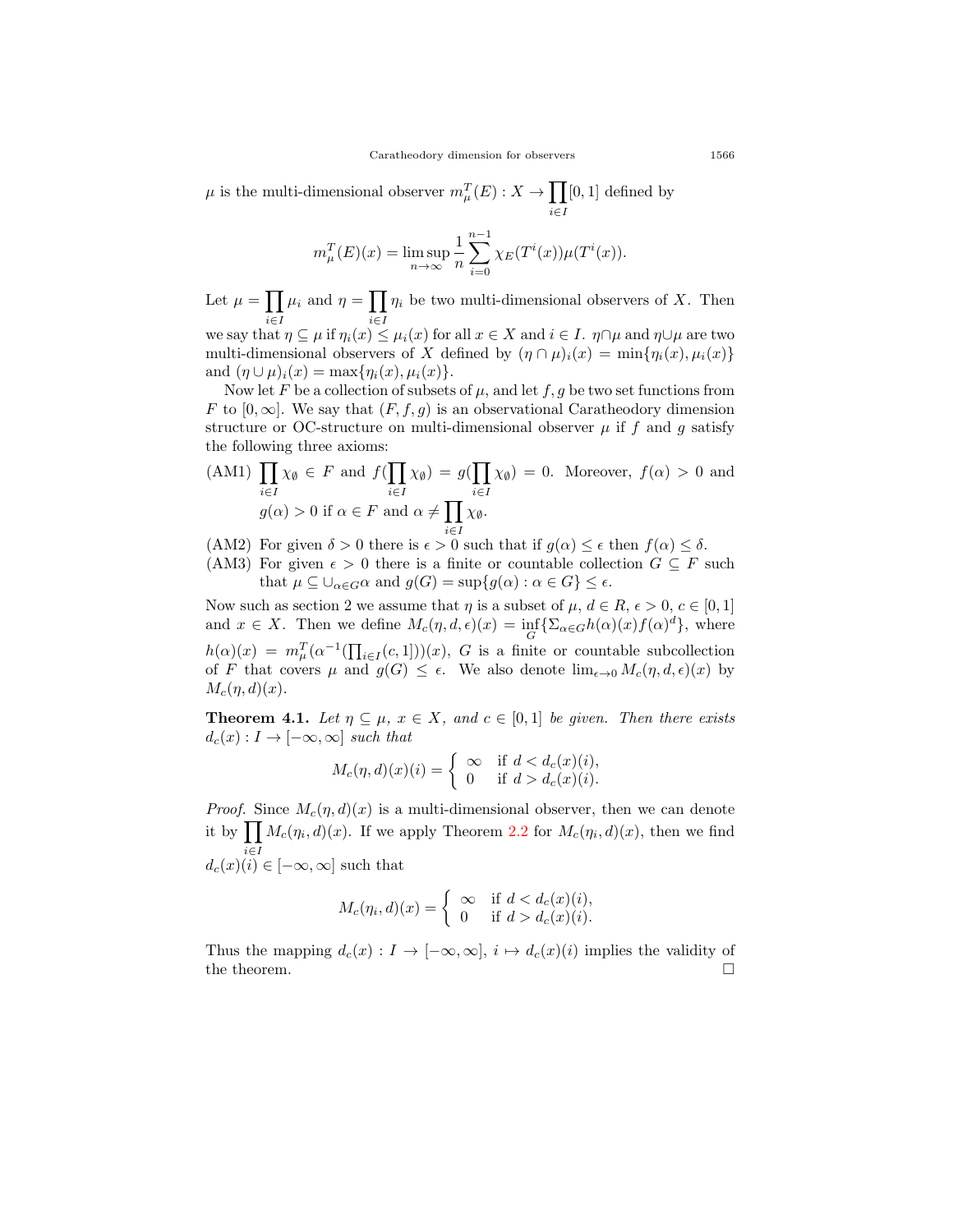$\mu$ is the multi-dimensional observer $m_\mu^T(E) : X \to \prod_{i\in I}[0,1]$ defined by

$$m_\mu^T(E)(x) = \limsup_{n\to\infty} \frac{1}{n}\sum_{i=0}^{n-1} \chi_E(T^i(x))\mu(T^i(x)).$$

Let $\mu = \prod_{i\in I}\mu_i$ and $\eta = \prod_{i\in I}\eta_i$ be two multi-dimensional observers of $X$. Then we say that $\eta \subseteq \mu$ if $\eta_i(x) \le \mu_i(x)$ for all $x \in X$ and $i \in I$. $\eta\cap\mu$ and $\eta\cup\mu$ are two multi-dimensional observers of $X$ defined by $(\eta\cap\mu)_i(x) = \min\{\eta_i(x), \mu_i(x)\}$ and $(\eta\cup\mu)_i(x) = \max\{\eta_i(x), \mu_i(x)\}$.

Now let $F$ be a collection of subsets of $\mu$, and let $f, g$ be two set functions from $F$ to $[0, \infty]$. We say that $(F, f, g)$ is an observational Caratheodory dimension structure or OC-structure on multi-dimensional observer $\mu$ if $f$ and $g$ satisfy the following three axioms:

(AM1) $\prod_{i\in I}\chi_\emptyset \in F$ and $f(\prod_{i\in I}\chi_\emptyset) = g(\prod_{i\in I}\chi_\emptyset) = 0$. Moreover, $f(\alpha) > 0$ and $g(\alpha) > 0$ if $\alpha \in F$ and $\alpha \neq \prod_{i\in I}\chi_\emptyset$.

(AM2) For given $\delta > 0$ there is $\epsilon > 0$ such that if $g(\alpha) \le \epsilon$ then $f(\alpha) \le \delta$.

(AM3) For given $\epsilon > 0$ there is a finite or countable collection $G \subseteq F$ such that $\mu \subseteq \cup_{\alpha\in G}\alpha$ and $g(G) = \sup\{g(\alpha) : \alpha \in G\} \le \epsilon$.

Now such as section 2 we assume that $\eta$ is a subset of $\mu$, $d \in R$, $\epsilon > 0$, $c \in [0,1]$ and $x \in X$. Then we define $M_c(\eta, d, \epsilon)(x) = \inf_G\{\Sigma_{\alpha\in G} h(\alpha)(x) f(\alpha)^d\}$, where $h(\alpha)(x) = m_\mu^T(\alpha^{-1}(\prod_{i\in I}(c,1]))(x)$, $G$ is a finite or countable subcollection of $F$ that covers $\mu$ and $g(G) \le \epsilon$. We also denote $\lim_{\epsilon\to 0} M_c(\eta, d, \epsilon)(x)$ by $M_c(\eta, d)(x)$.

**Theorem 4.1.** *Let $\eta \subseteq \mu$, $x \in X$, and $c \in [0,1]$ be given. Then there exists $d_c(x) : I \to [-\infty, \infty]$ such that*

$$M_c(\eta, d)(x)(i) = \begin{cases} \infty & \text{if } d < d_c(x)(i), \\ 0 & \text{if } d > d_c(x)(i). \end{cases}$$

*Proof.* Since $M_c(\eta, d)(x)$ is a multi-dimensional observer, then we can denote it by $\prod_{i\in I} M_c(\eta_i, d)(x)$. If we apply Theorem 2.2 for $M_c(\eta_i, d)(x)$, then we find $d_c(x)(i) \in [-\infty, \infty]$ such that

$$M_c(\eta_i, d)(x) = \begin{cases} \infty & \text{if } d < d_c(x)(i), \\ 0 & \text{if } d > d_c(x)(i). \end{cases}$$

Thus the mapping $d_c(x) : I \to [-\infty, \infty]$, $i \mapsto d_c(x)(i)$ implies the validity of the theorem. □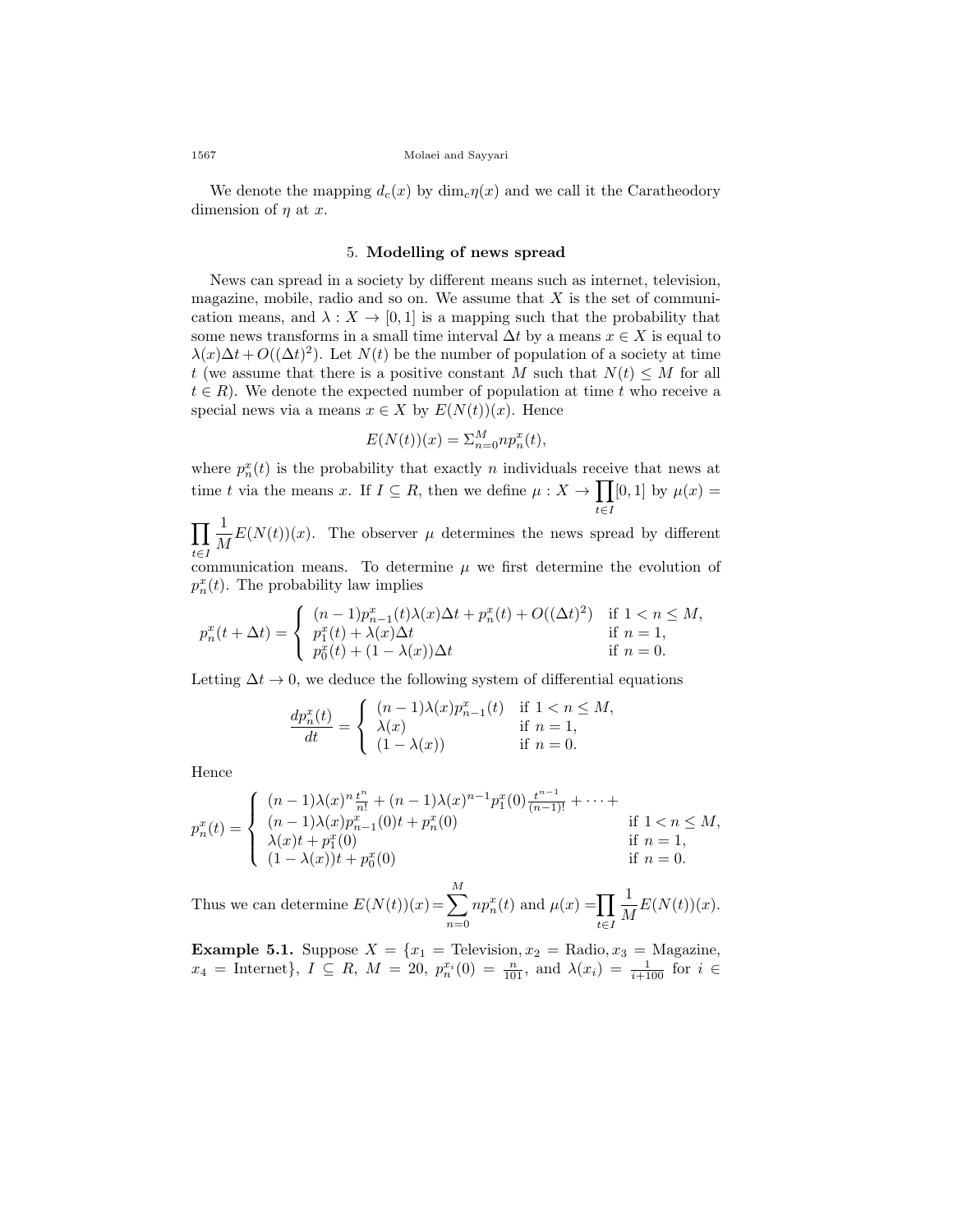We denote the mapping $d_c(x)$ by $\dim_c \eta(x)$ and we call it the Caratheodory dimension of $\eta$ at $x$.

## 5. Modelling of news spread

News can spread in a society by different means such as internet, television, magazine, mobile, radio and so on. We assume that $X$ is the set of communication means, and $\lambda : X \to [0,1]$ is a mapping such that the probability that some news transforms in a small time interval $\Delta t$ by a means $x \in X$ is equal to $\lambda(x)\Delta t + O((\Delta t)^2)$. Let $N(t)$ be the number of population of a society at time $t$ (we assume that there is a positive constant $M$ such that $N(t) \leq M$ for all $t \in R$). We denote the expected number of population at time $t$ who receive a special news via a means $x \in X$ by $E(N(t))(x)$. Hence

$$E(N(t))(x) = \Sigma_{n=0}^{M} n p_n^x(t),$$

where $p_n^x(t)$ is the probability that exactly $n$ individuals receive that news at time $t$ via the means $x$. If $I \subseteq R$, then we define $\mu : X \to \prod_{t \in I}[0,1]$ by $\mu(x) = \prod_{t \in I} \frac{1}{M} E(N(t))(x)$. The observer $\mu$ determines the news spread by different communication means. To determine $\mu$ we first determine the evolution of $p_n^x(t)$. The probability law implies

$$p_n^x(t + \Delta t) = \begin{cases} (n-1)p_{n-1}^x(t)\lambda(x)\Delta t + p_n^x(t) + O((\Delta t)^2) & \text{if } 1 < n \leq M, \\ p_1^x(t) + \lambda(x)\Delta t & \text{if } n = 1, \\ p_0^x(t) + (1 - \lambda(x))\Delta t & \text{if } n = 0. \end{cases}$$

Letting $\Delta t \to 0$, we deduce the following system of differential equations

$$\frac{dp_n^x(t)}{dt} = \begin{cases} (n-1)\lambda(x) p_{n-1}^x(t) & \text{if } 1 < n \leq M, \\ \lambda(x) & \text{if } n = 1, \\ (1 - \lambda(x)) & \text{if } n = 0. \end{cases}$$

Hence

$$p_n^x(t) = \begin{cases} (n-1)\lambda(x)^n \frac{t^n}{n!} + (n-1)\lambda(x)^{n-1} p_1^x(0) \frac{t^{n-1}}{(n-1)!} + \cdots + \\ (n-1)\lambda(x) p_{n-1}^x(0) t + p_n^x(0) & \text{if } 1 < n \leq M, \\ \lambda(x)t + p_1^x(0) & \text{if } n = 1, \\ (1 - \lambda(x))t + p_0^x(0) & \text{if } n = 0. \end{cases}$$

Thus we can determine $E(N(t))(x) = \sum_{n=0}^{M} n p_n^x(t)$ and $\mu(x) = \prod_{t \in I} \frac{1}{M} E(N(t))(x)$.

**Example 5.1.** Suppose $X = \{x_1 = \text{Television}, x_2 = \text{Radio}, x_3 = \text{Magazine}, x_4 = \text{Internet}\}$, $I \subseteq R$, $M = 20$, $p_n^{x_i}(0) = \frac{n}{101}$, and $\lambda(x_i) = \frac{1}{i+100}$ for $i \in$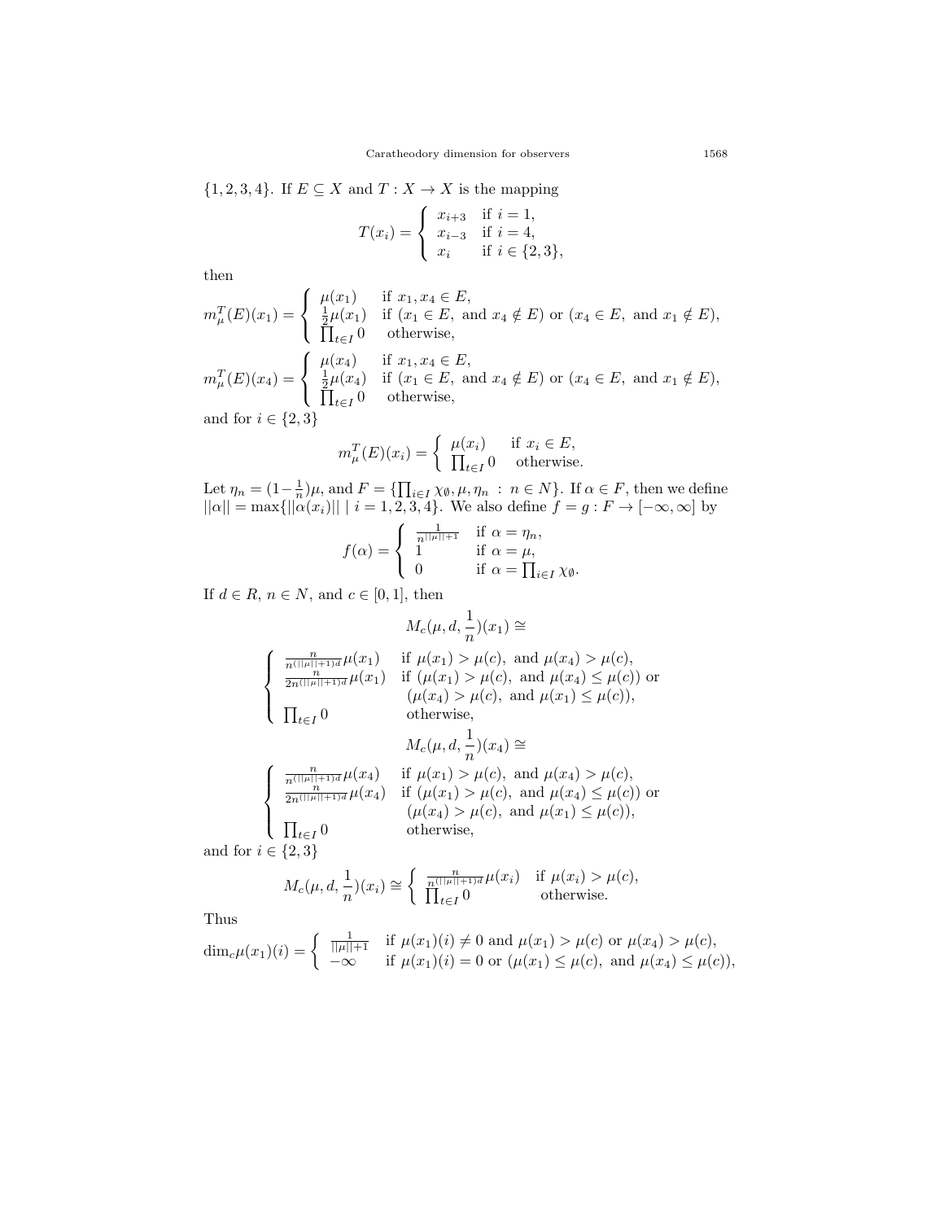$\{1,2,3,4\}$. If $E \subseteq X$ and $T : X \to X$ is the mapping

$$T(x_i) = \begin{cases} x_{i+3} & \text{if } i = 1, \\ x_{i-3} & \text{if } i = 4, \\ x_i & \text{if } i \in \{2,3\}, \end{cases}$$

then

$$m_\mu^T(E)(x_1) = \begin{cases} \mu(x_1) & \text{if } x_1, x_4 \in E, \\ \frac{1}{2}\mu(x_1) & \text{if } (x_1 \in E, \text{ and } x_4 \notin E) \text{ or } (x_4 \in E, \text{ and } x_1 \notin E), \\ \prod_{t\in I} 0 & \text{otherwise,} \end{cases}$$

$$m_\mu^T(E)(x_4) = \begin{cases} \mu(x_4) & \text{if } x_1, x_4 \in E, \\ \frac{1}{2}\mu(x_4) & \text{if } (x_1 \in E, \text{ and } x_4 \notin E) \text{ or } (x_4 \in E, \text{ and } x_1 \notin E), \\ \prod_{t\in I} 0 & \text{otherwise,} \end{cases}$$

and for $i \in \{2,3\}$

$$m_\mu^T(E)(x_i) = \begin{cases} \mu(x_i) & \text{if } x_i \in E, \\ \prod_{t\in I} 0 & \text{otherwise.} \end{cases}$$

Let $\eta_n = (1-\frac{1}{n})\mu$, and $F = \{\prod_{i\in I} \chi_\emptyset, \mu, \eta_n \ : \ n \in N\}$. If $\alpha \in F$, then we define $||\alpha|| = \max\{||\alpha(x_i)|| \mid i = 1,2,3,4\}$. We also define $f = g : F \to [-\infty, \infty]$ by

$$f(\alpha) = \begin{cases} \frac{1}{n^{||\mu||+1}} & \text{if } \alpha = \eta_n, \\ 1 & \text{if } \alpha = \mu, \\ 0 & \text{if } \alpha = \prod_{i\in I} \chi_\emptyset. \end{cases}$$

If $d \in R$, $n \in N$, and $c \in [0,1]$, then

$$M_c(\mu, d, \frac{1}{n})(x_1) \cong$$

$$\begin{cases} \frac{n}{n^{(||\mu||+1)d}}\mu(x_1) & \text{if } \mu(x_1) > \mu(c), \text{ and } \mu(x_4) > \mu(c), \\ \frac{n}{2n^{(||\mu||+1)d}}\mu(x_1) & \text{if } (\mu(x_1) > \mu(c), \text{ and } \mu(x_4) \leq \mu(c)) \text{ or} \\ & (\mu(x_4) > \mu(c), \text{ and } \mu(x_1) \leq \mu(c)), \\ \prod_{t\in I} 0 & \text{otherwise,} \end{cases}$$

$$M_c(\mu, d, \frac{1}{n})(x_4) \cong$$

$$\begin{cases} \frac{n}{n^{(||\mu||+1)d}}\mu(x_4) & \text{if } \mu(x_1) > \mu(c), \text{ and } \mu(x_4) > \mu(c), \\ \frac{n}{2n^{(||\mu||+1)d}}\mu(x_4) & \text{if } (\mu(x_1) > \mu(c), \text{ and } \mu(x_4) \leq \mu(c)) \text{ or} \\ & (\mu(x_4) > \mu(c), \text{ and } \mu(x_1) \leq \mu(c)), \\ \prod_{t\in I} 0 & \text{otherwise,} \end{cases}$$

and for $i \in \{2,3\}$

$$M_c(\mu, d, \frac{1}{n})(x_i) \cong \begin{cases} \frac{n}{n^{(||\mu||+1)d}}\mu(x_i) & \text{if } \mu(x_i) > \mu(c), \\ \prod_{t\in I} 0 & \text{otherwise.} \end{cases}$$

Thus

$$\dim_c \mu(x_1)(i) = \begin{cases} \frac{1}{||\mu||+1} & \text{if } \mu(x_1)(i) \neq 0 \text{ and } \mu(x_1) > \mu(c) \text{ or } \mu(x_4) > \mu(c), \\ -\infty & \text{if } \mu(x_1)(i) = 0 \text{ or } (\mu(x_1) \leq \mu(c), \text{ and } \mu(x_4) \leq \mu(c)), \end{cases}$$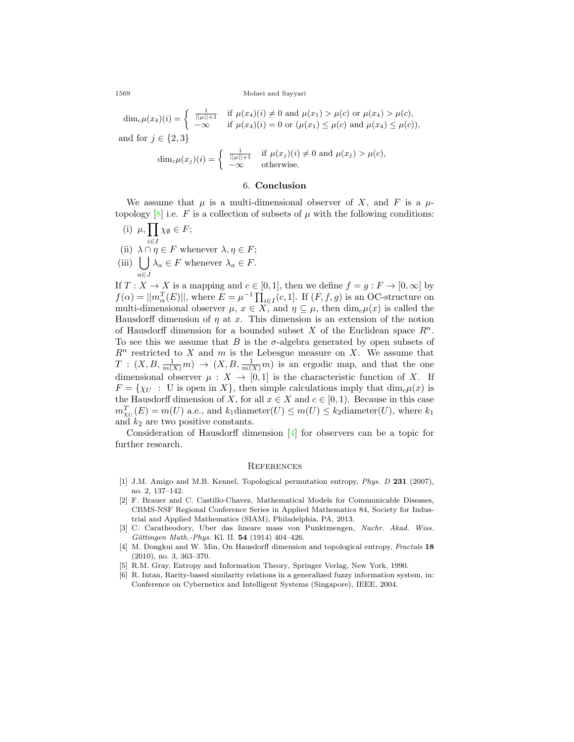$$\dim_c \mu(x_4)(i) = \begin{cases} \frac{1}{||\mu||+1} & \text{if } \mu(x_4)(i) \neq 0 \text{ and } \mu(x_1) > \mu(c) \text{ or } \mu(x_4) > \mu(c), \\ -\infty & \text{if } \mu(x_4)(i) = 0 \text{ or } (\mu(x_1) \leq \mu(c) \text{ and } \mu(x_4) \leq \mu(c)), \end{cases}$$

and for $j \in \{2, 3\}$

$$\dim_c \mu(x_j)(i) = \begin{cases} \frac{1}{||\mu||+1} & \text{if } \mu(x_j)(i) \neq 0 \text{ and } \mu(x_j) > \mu(c), \\ -\infty & \text{otherwise.} \end{cases}$$

## 6. Conclusion

We assume that $\mu$ is a multi-dimensional observer of $X$, and $F$ is a $\mu$-topology [8] i.e. $F$ is a collection of subsets of $\mu$ with the following conditions:

(i) $\mu, \prod_{i \in I} \chi_\emptyset \in F$;

(ii) $\lambda \cap \eta \in F$ whenever $\lambda, \eta \in F$;

(iii) $\bigcup_{a \in J} \lambda_a \in F$ whenever $\lambda_a \in F$.

If $T : X \to X$ is a mapping and $c \in [0, 1]$, then we define $f = g : F \to [0, \infty]$ by $f(\alpha) = ||m_\alpha^T(E)||$, where $E = \mu^{-1} \prod_{i \in I}(c, 1]$. If $(F, f, g)$ is an OC-structure on multi-dimensional observer $\mu$, $x \in X$, and $\eta \subseteq \mu$, then $\dim_c \mu(x)$ is called the Hausdorff dimension of $\eta$ at $x$. This dimension is an extension of the notion of Hausdorff dimension for a bounded subset $X$ of the Euclidean space $R^n$. To see this we assume that $B$ is the $\sigma$-algebra generated by open subsets of $R^n$ restricted to $X$ and $m$ is the Lebesgue measure on $X$. We assume that $T : (X, B, \frac{1}{m(X)} m) \to (X, B, \frac{1}{m(X)} m)$ is an ergodic map, and that the one dimensional observer $\mu : X \to [0, 1]$ is the characteristic function of $X$. If $F = \{\chi_U \ : \ \text{U is open in } X\}$, then simple calculations imply that $\dim_c \mu(x)$ is the Hausdorff dimension of $X$, for all $x \in X$ and $c \in [0, 1)$. Because in this case $m_{\chi_U}^T(E) = m(U)$ a.e., and $k_1 \text{diameter}(U) \leq m(U) \leq k_2 \text{diameter}(U)$, where $k_1$ and $k_2$ are two positive constants.

Consideration of Hausdorff dimension [4] for observers can be a topic for further research.

## References

[1] J.M. Amigo and M.B. Kennel, Topological permutation entropy, *Phys. D* **231** (2007), no. 2, 137–142.

[2] F. Brauer and C. Castillo-Chavez, Mathematical Models for Communicable Diseases, CBMS-NSF Regional Conference Series in Applied Mathematics 84, Society for Industrial and Applied Mathematics (SIAM), Philadelphia, PA, 2013.

[3] C. Caratheodory, Uber das lineare mass von Punktmengen, *Nachr. Akad. Wiss. Göttingen Math.-Phys.* Kl. II. **54** (1914) 404–426.

[4] M. Dongkui and W. Min, On Hausdorff dimension and topological entropy, *Fractals* **18** (2010), no. 3, 363–370.

[5] R.M. Gray, Entropy and Information Theory, Springer Verlag, New York, 1990.

[6] R. Intan, Rarity-based similarity relations in a generalized fuzzy information system, in: Conference on Cybernetics and Intelligent Systems (Singapore), IEEE, 2004.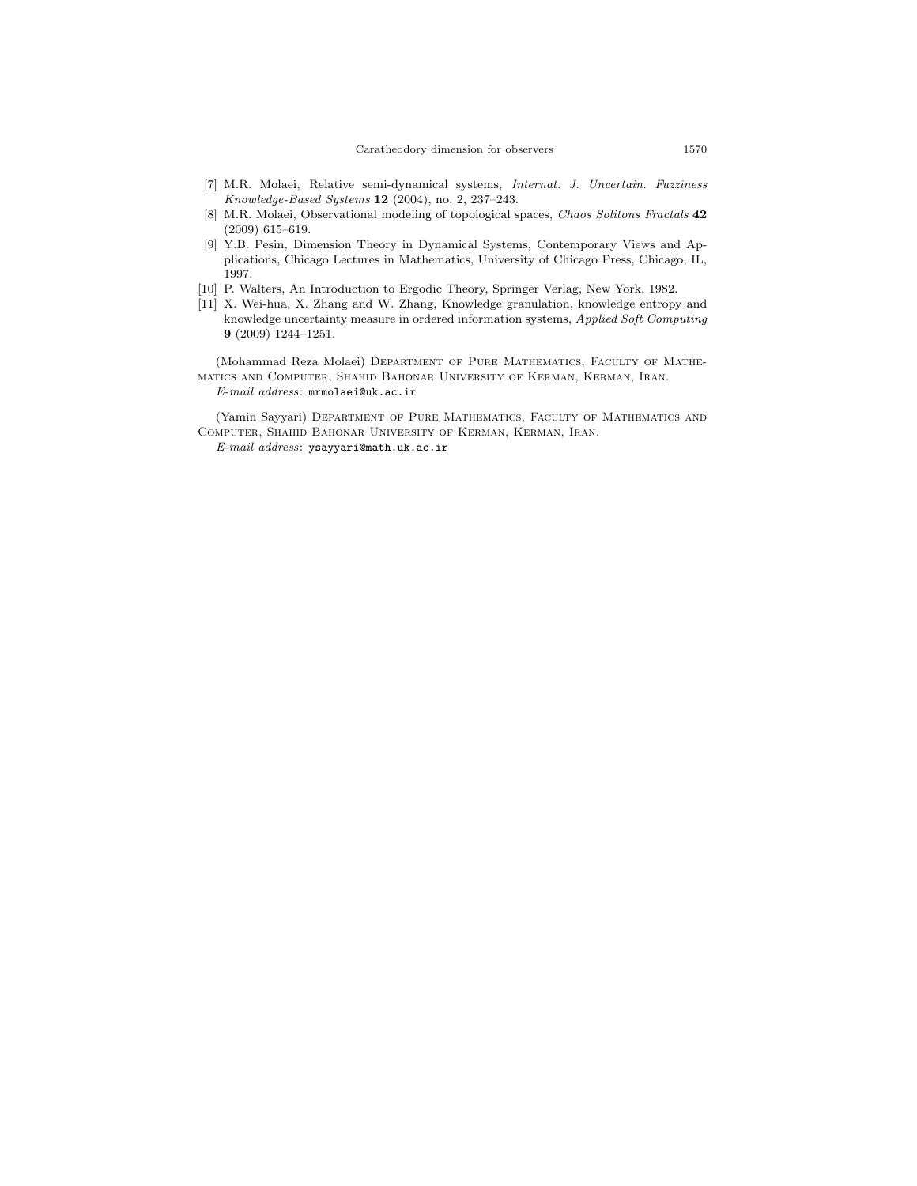[7] M.R. Molaei, Relative semi-dynamical systems, *Internat. J. Uncertain. Fuzziness Knowledge-Based Systems* **12** (2004), no. 2, 237–243.

[8] M.R. Molaei, Observational modeling of topological spaces, *Chaos Solitons Fractals* **42** (2009) 615–619.

[9] Y.B. Pesin, Dimension Theory in Dynamical Systems, Contemporary Views and Applications, Chicago Lectures in Mathematics, University of Chicago Press, Chicago, IL, 1997.

[10] P. Walters, An Introduction to Ergodic Theory, Springer Verlag, New York, 1982.

[11] X. Wei-hua, X. Zhang and W. Zhang, Knowledge granulation, knowledge entropy and knowledge uncertainty measure in ordered information systems, *Applied Soft Computing* **9** (2009) 1244–1251.

(Mohammad Reza Molaei) Department of Pure Mathematics, Faculty of Mathematics and Computer, Shahid Bahonar University of Kerman, Kerman, Iran.

*E-mail address*: `mrmolaei@uk.ac.ir`

(Yamin Sayyari) Department of Pure Mathematics, Faculty of Mathematics and Computer, Shahid Bahonar University of Kerman, Kerman, Iran.

*E-mail address*: `ysayyari@math.uk.ac.ir`